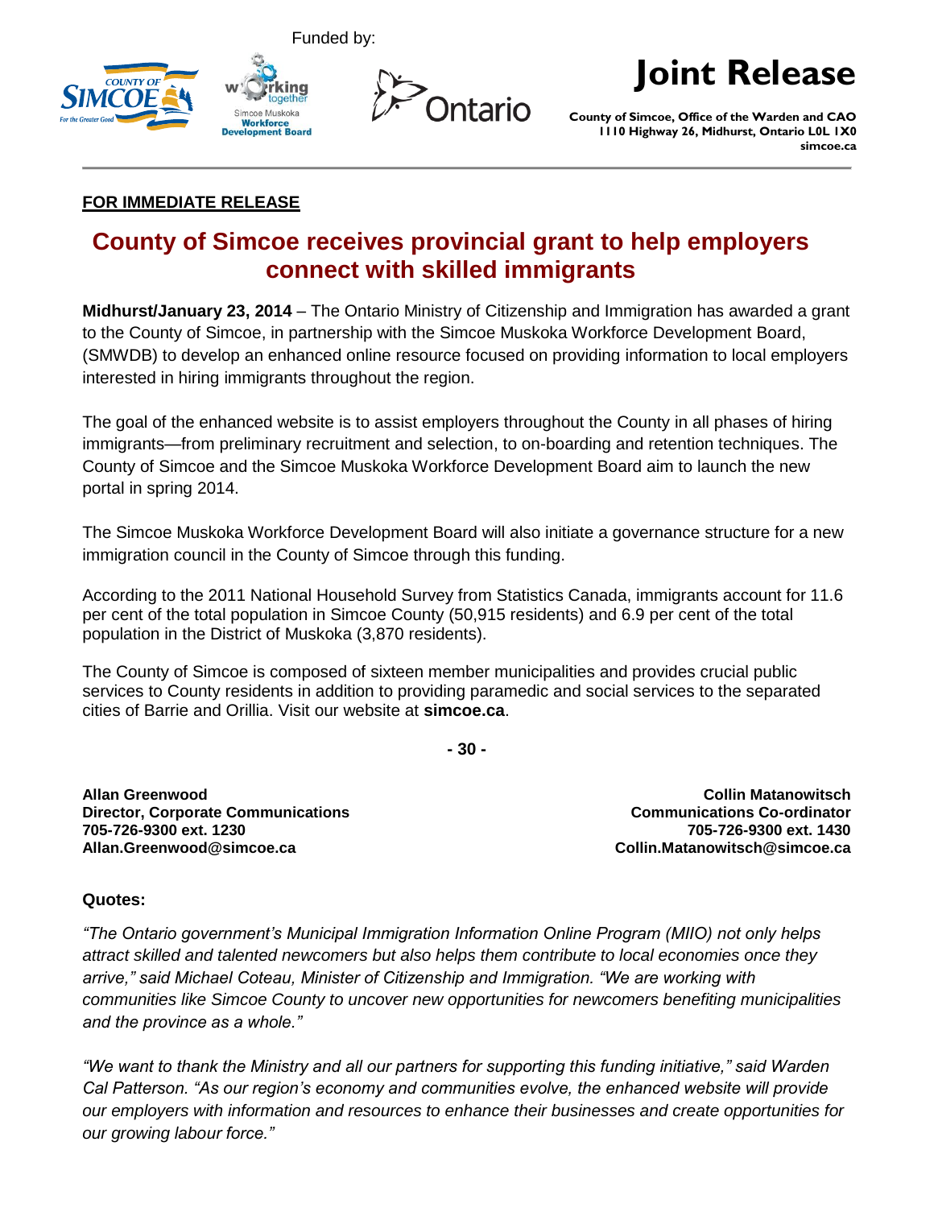Funded by:

# Joint Release

**County of Simcoe, Office of the Warden and CAO**
**1110 Highway 26, Midhurst, Ontario L0L 1X0**
**simcoe.ca**

**FOR IMMEDIATE RELEASE**

## County of Simcoe receives provincial grant to help employers connect with skilled immigrants

**Midhurst/January 23, 2014** – The Ontario Ministry of Citizenship and Immigration has awarded a grant to the County of Simcoe, in partnership with the Simcoe Muskoka Workforce Development Board, (SMWDB) to develop an enhanced online resource focused on providing information to local employers interested in hiring immigrants throughout the region.

The goal of the enhanced website is to assist employers throughout the County in all phases of hiring immigrants—from preliminary recruitment and selection, to on-boarding and retention techniques. The County of Simcoe and the Simcoe Muskoka Workforce Development Board aim to launch the new portal in spring 2014.

The Simcoe Muskoka Workforce Development Board will also initiate a governance structure for a new immigration council in the County of Simcoe through this funding.

According to the 2011 National Household Survey from Statistics Canada, immigrants account for 11.6 per cent of the total population in Simcoe County (50,915 residents) and 6.9 per cent of the total population in the District of Muskoka (3,870 residents).

The County of Simcoe is composed of sixteen member municipalities and provides crucial public services to County residents in addition to providing paramedic and social services to the separated cities of Barrie and Orillia. Visit our website at **simcoe.ca**.

**- 30 -**

**Allan Greenwood**
**Director, Corporate Communications**
**705-726-9300 ext. 1230**
**Allan.Greenwood@simcoe.ca**

**Collin Matanowitsch**
**Communications Co-ordinator**
**705-726-9300 ext. 1430**
**Collin.Matanowitsch@simcoe.ca**

**Quotes:**

*"The Ontario government's Municipal Immigration Information Online Program (MIIO) not only helps attract skilled and talented newcomers but also helps them contribute to local economies once they arrive," said Michael Coteau, Minister of Citizenship and Immigration. "We are working with communities like Simcoe County to uncover new opportunities for newcomers benefiting municipalities and the province as a whole."*

*"We want to thank the Ministry and all our partners for supporting this funding initiative," said Warden Cal Patterson. "As our region's economy and communities evolve, the enhanced website will provide our employers with information and resources to enhance their businesses and create opportunities for our growing labour force."*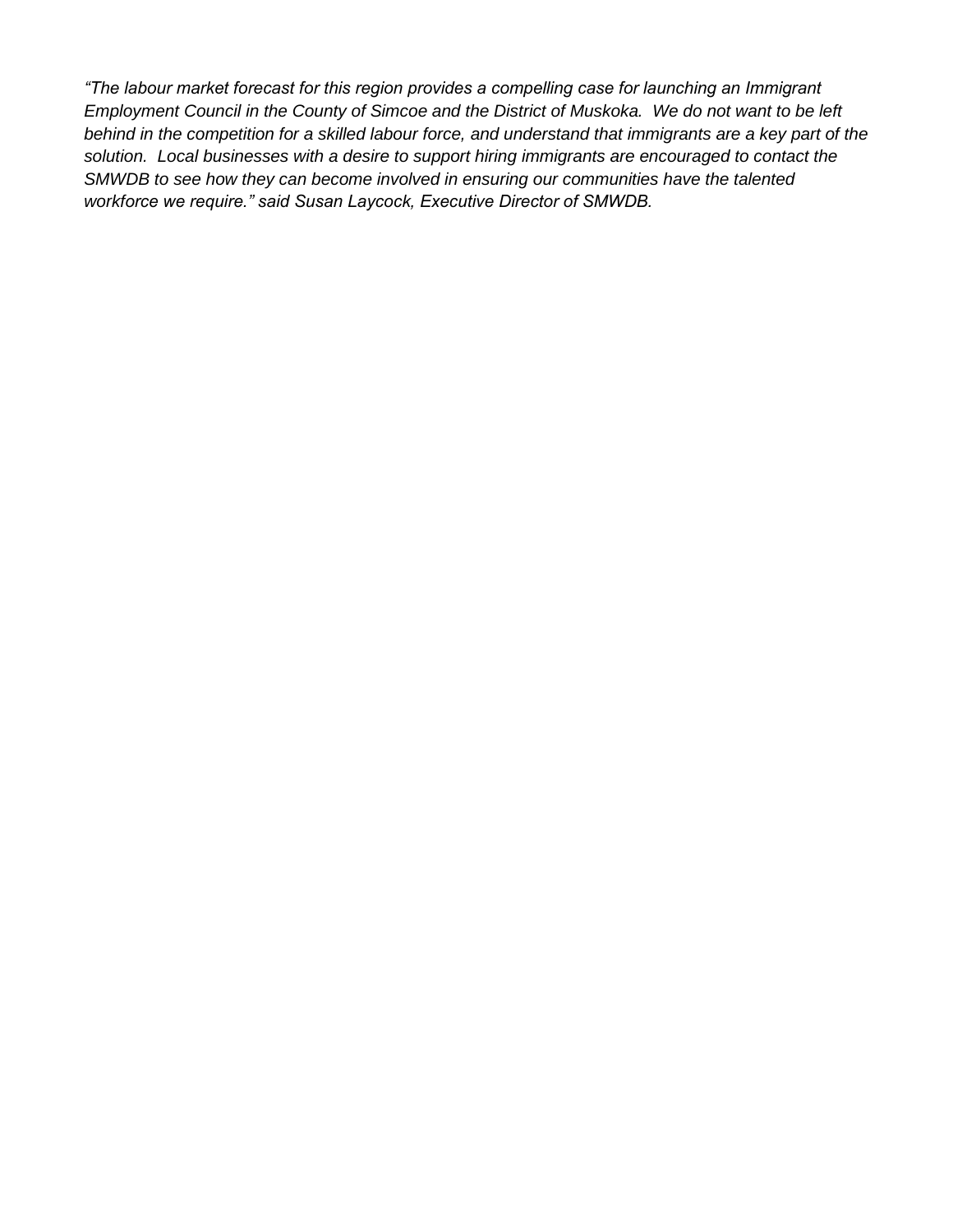*"The labour market forecast for this region provides a compelling case for launching an Immigrant Employment Council in the County of Simcoe and the District of Muskoka. We do not want to be left behind in the competition for a skilled labour force, and understand that immigrants are a key part of the solution. Local businesses with a desire to support hiring immigrants are encouraged to contact the SMWDB to see how they can become involved in ensuring our communities have the talented workforce we require." said Susan Laycock, Executive Director of SMWDB.*